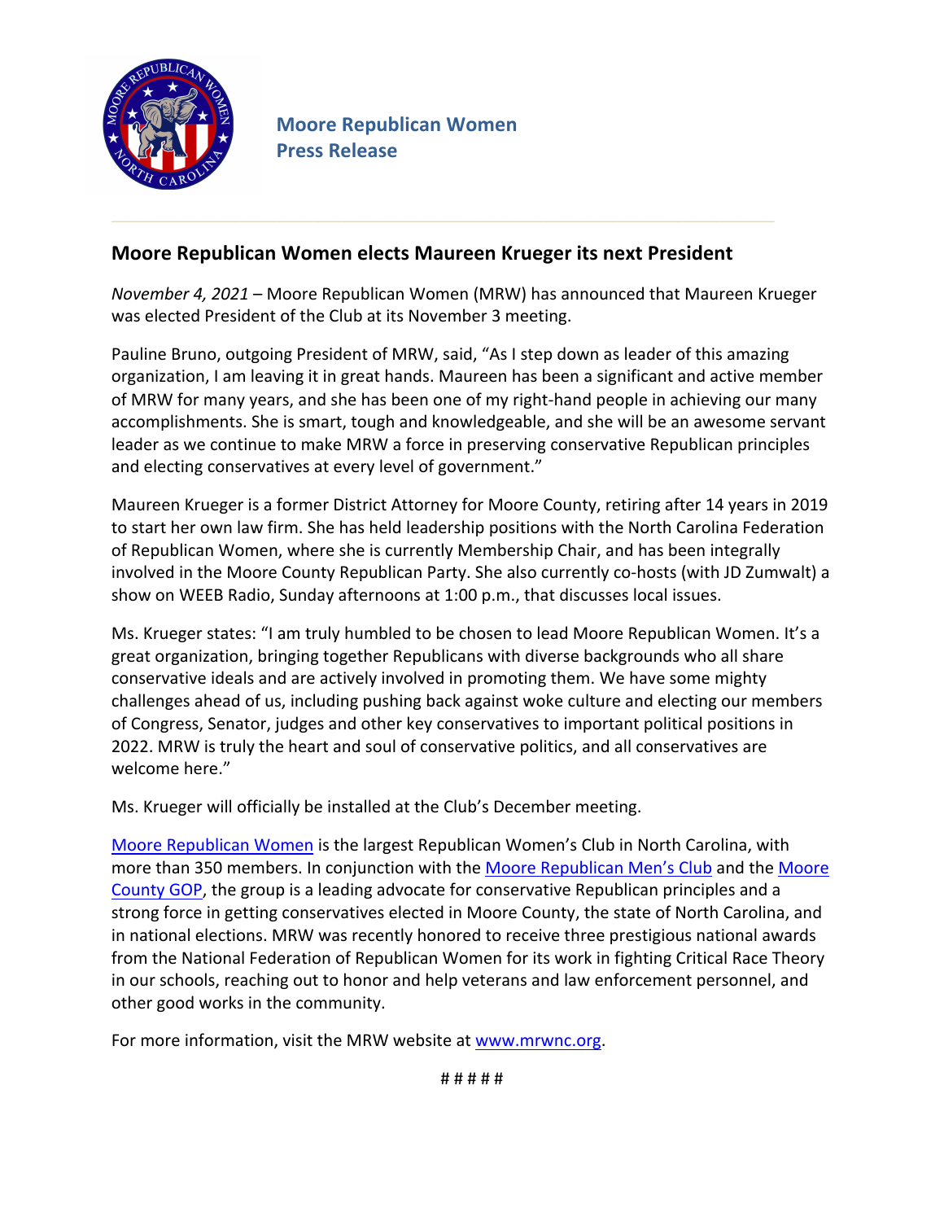**Moore Republican Women**
**Press Release**

## Moore Republican Women elects Maureen Krueger its next President

*November 4, 2021* – Moore Republican Women (MRW) has announced that Maureen Krueger was elected President of the Club at its November 3 meeting.

Pauline Bruno, outgoing President of MRW, said, "As I step down as leader of this amazing organization, I am leaving it in great hands. Maureen has been a significant and active member of MRW for many years, and she has been one of my right-hand people in achieving our many accomplishments. She is smart, tough and knowledgeable, and she will be an awesome servant leader as we continue to make MRW a force in preserving conservative Republican principles and electing conservatives at every level of government."

Maureen Krueger is a former District Attorney for Moore County, retiring after 14 years in 2019 to start her own law firm. She has held leadership positions with the North Carolina Federation of Republican Women, where she is currently Membership Chair, and has been integrally involved in the Moore County Republican Party. She also currently co-hosts (with JD Zumwalt) a show on WEEB Radio, Sunday afternoons at 1:00 p.m., that discusses local issues.

Ms. Krueger states: "I am truly humbled to be chosen to lead Moore Republican Women. It's a great organization, bringing together Republicans with diverse backgrounds who all share conservative ideals and are actively involved in promoting them. We have some mighty challenges ahead of us, including pushing back against woke culture and electing our members of Congress, Senator, judges and other key conservatives to important political positions in 2022. MRW is truly the heart and soul of conservative politics, and all conservatives are welcome here."

Ms. Krueger will officially be installed at the Club's December meeting.

Moore Republican Women is the largest Republican Women's Club in North Carolina, with more than 350 members. In conjunction with the Moore Republican Men's Club and the Moore County GOP, the group is a leading advocate for conservative Republican principles and a strong force in getting conservatives elected in Moore County, the state of North Carolina, and in national elections. MRW was recently honored to receive three prestigious national awards from the National Federation of Republican Women for its work in fighting Critical Race Theory in our schools, reaching out to honor and help veterans and law enforcement personnel, and other good works in the community.

For more information, visit the MRW website at www.mrwnc.org.

# # # # #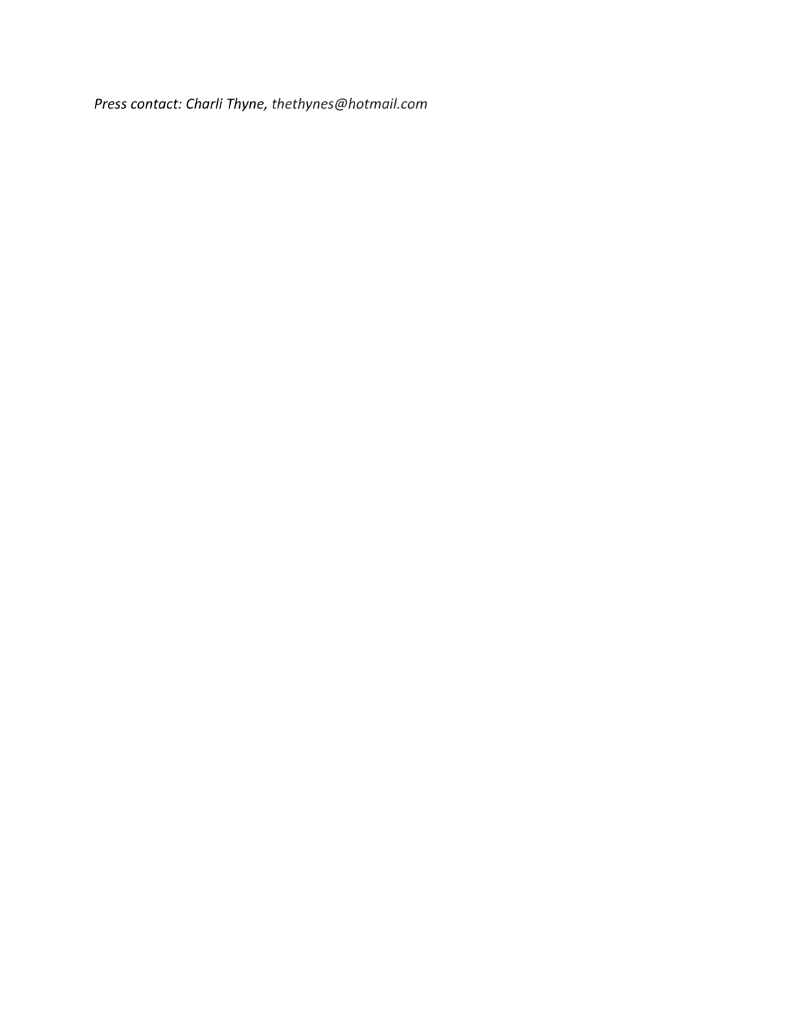*Press contact: Charli Thyne, thethynes@hotmail.com*